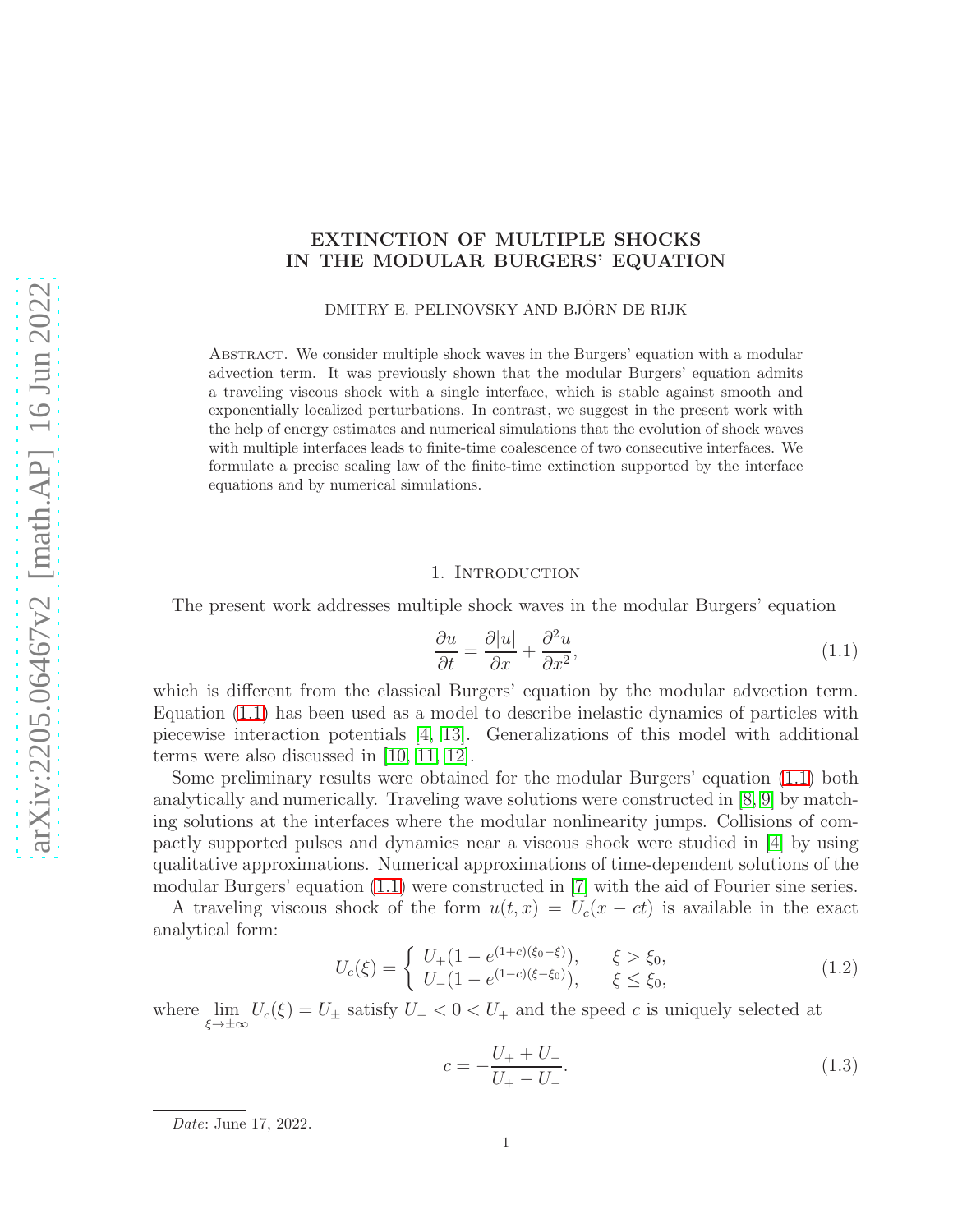# EXTINCTION OF MULTIPLE SHOCKS IN THE MODULAR BURGERS' EQUATION

DMITRY E. PELINOVSKY AND BJÖRN DE RIJK

Abstract. We consider multiple shock waves in the Burgers' equation with a modular advection term. It was previously shown that the modular Burgers' equation admits a traveling viscous shock with a single interface, which is stable against smooth and exponentially localized perturbations. In contrast, we suggest in the present work with the help of energy estimates and numerical simulations that the evolution of shock waves with multiple interfaces leads to finite-time coalescence of two consecutive interfaces. We formulate a precise scaling law of the finite-time extinction supported by the interface equations and by numerical simulations.

## 1. Introduction

The present work addresses multiple shock waves in the modular Burgers' equation

$$\frac{\partial u}{\partial t} = \frac{\partial |u|}{\partial x} + \frac{\partial^2 u}{\partial x^2}, \tag{1.1}$$

which is different from the classical Burgers' equation by the modular advection term. Equation (1.1) has been used as a model to describe inelastic dynamics of particles with piecewise interaction potentials [4, 13]. Generalizations of this model with additional terms were also discussed in [10, 11, 12].

Some preliminary results were obtained for the modular Burgers' equation (1.1) both analytically and numerically. Traveling wave solutions were constructed in [8, 9] by matching solutions at the interfaces where the modular nonlinearity jumps. Collisions of compactly supported pulses and dynamics near a viscous shock were studied in [4] by using qualitative approximations. Numerical approximations of time-dependent solutions of the modular Burgers' equation (1.1) were constructed in [7] with the aid of Fourier sine series.

A traveling viscous shock of the form $u(t,x) = U_c(x - ct)$ is available in the exact analytical form:

$$U_c(\xi) = \begin{cases} U_+(1 - e^{(1+c)(\xi_0 - \xi)}), & \xi > \xi_0, \\ U_-(1 - e^{(1-c)(\xi - \xi_0)}), & \xi \le \xi_0, \end{cases} \tag{1.2}$$

where $\lim_{\xi \to \pm\infty} U_c(\xi) = U_\pm$ satisfy $U_- < 0 < U_+$ and the speed $c$ is uniquely selected at

$$c = -\frac{U_+ + U_-}{U_+ - U_-}. \tag{1.3}$$

*Date*: June 17, 2022.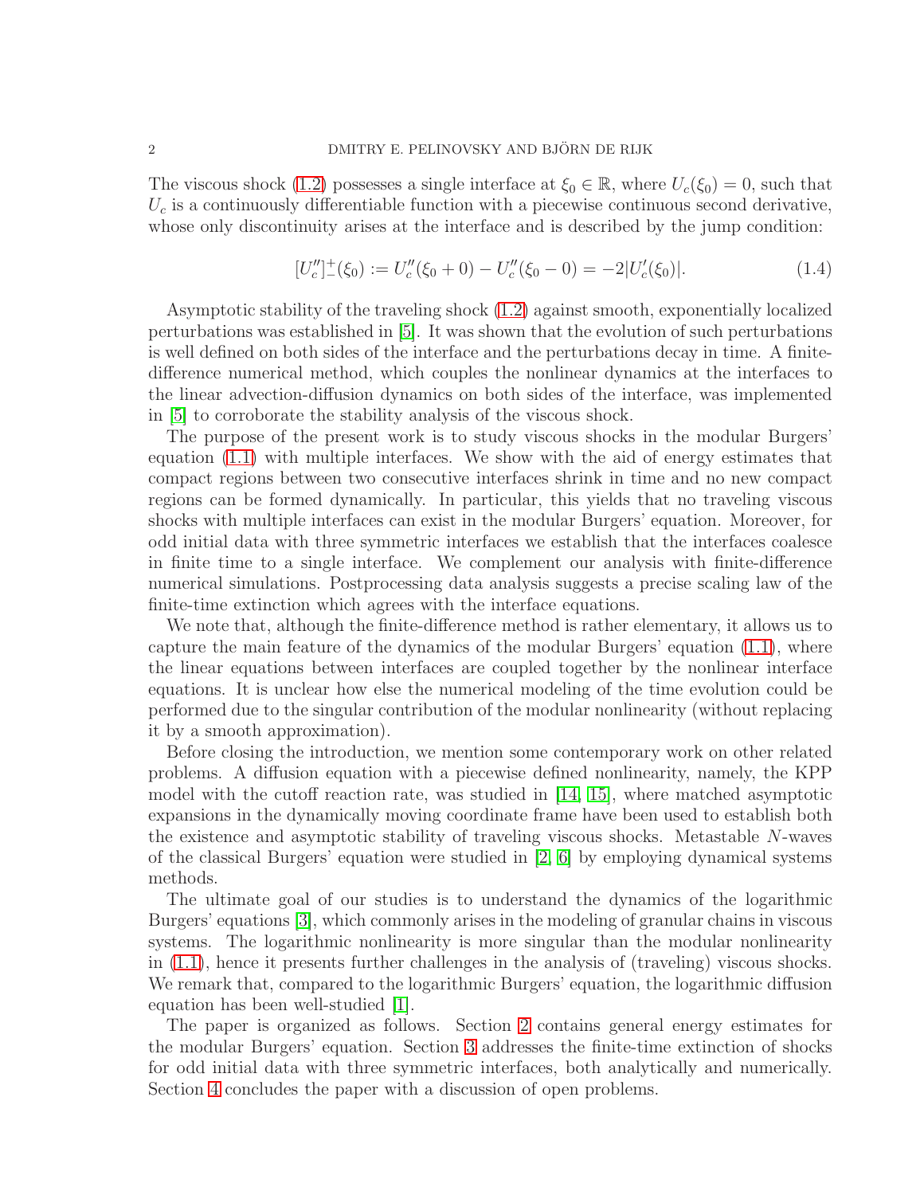The viscous shock (1.2) possesses a single interface at $\xi_0 \in \mathbb{R}$, where $U_c(\xi_0) = 0$, such that $U_c$ is a continuously differentiable function with a piecewise continuous second derivative, whose only discontinuity arises at the interface and is described by the jump condition:

$$[U_c'']_-^+(\xi_0) := U_c''(\xi_0 + 0) - U_c''(\xi_0 - 0) = -2|U_c'(\xi_0)|. \tag{1.4}$$

Asymptotic stability of the traveling shock (1.2) against smooth, exponentially localized perturbations was established in [5]. It was shown that the evolution of such perturbations is well defined on both sides of the interface and the perturbations decay in time. A finite-difference numerical method, which couples the nonlinear dynamics at the interfaces to the linear advection-diffusion dynamics on both sides of the interface, was implemented in [5] to corroborate the stability analysis of the viscous shock.

The purpose of the present work is to study viscous shocks in the modular Burgers' equation (1.1) with multiple interfaces. We show with the aid of energy estimates that compact regions between two consecutive interfaces shrink in time and no new compact regions can be formed dynamically. In particular, this yields that no traveling viscous shocks with multiple interfaces can exist in the modular Burgers' equation. Moreover, for odd initial data with three symmetric interfaces we establish that the interfaces coalesce in finite time to a single interface. We complement our analysis with finite-difference numerical simulations. Postprocessing data analysis suggests a precise scaling law of the finite-time extinction which agrees with the interface equations.

We note that, although the finite-difference method is rather elementary, it allows us to capture the main feature of the dynamics of the modular Burgers' equation (1.1), where the linear equations between interfaces are coupled together by the nonlinear interface equations. It is unclear how else the numerical modeling of the time evolution could be performed due to the singular contribution of the modular nonlinearity (without replacing it by a smooth approximation).

Before closing the introduction, we mention some contemporary work on other related problems. A diffusion equation with a piecewise defined nonlinearity, namely, the KPP model with the cutoff reaction rate, was studied in [14, 15], where matched asymptotic expansions in the dynamically moving coordinate frame have been used to establish both the existence and asymptotic stability of traveling viscous shocks. Metastable $N$-waves of the classical Burgers' equation were studied in [2, 6] by employing dynamical systems methods.

The ultimate goal of our studies is to understand the dynamics of the logarithmic Burgers' equations [3], which commonly arises in the modeling of granular chains in viscous systems. The logarithmic nonlinearity is more singular than the modular nonlinearity in (1.1), hence it presents further challenges in the analysis of (traveling) viscous shocks. We remark that, compared to the logarithmic Burgers' equation, the logarithmic diffusion equation has been well-studied [1].

The paper is organized as follows. Section 2 contains general energy estimates for the modular Burgers' equation. Section 3 addresses the finite-time extinction of shocks for odd initial data with three symmetric interfaces, both analytically and numerically. Section 4 concludes the paper with a discussion of open problems.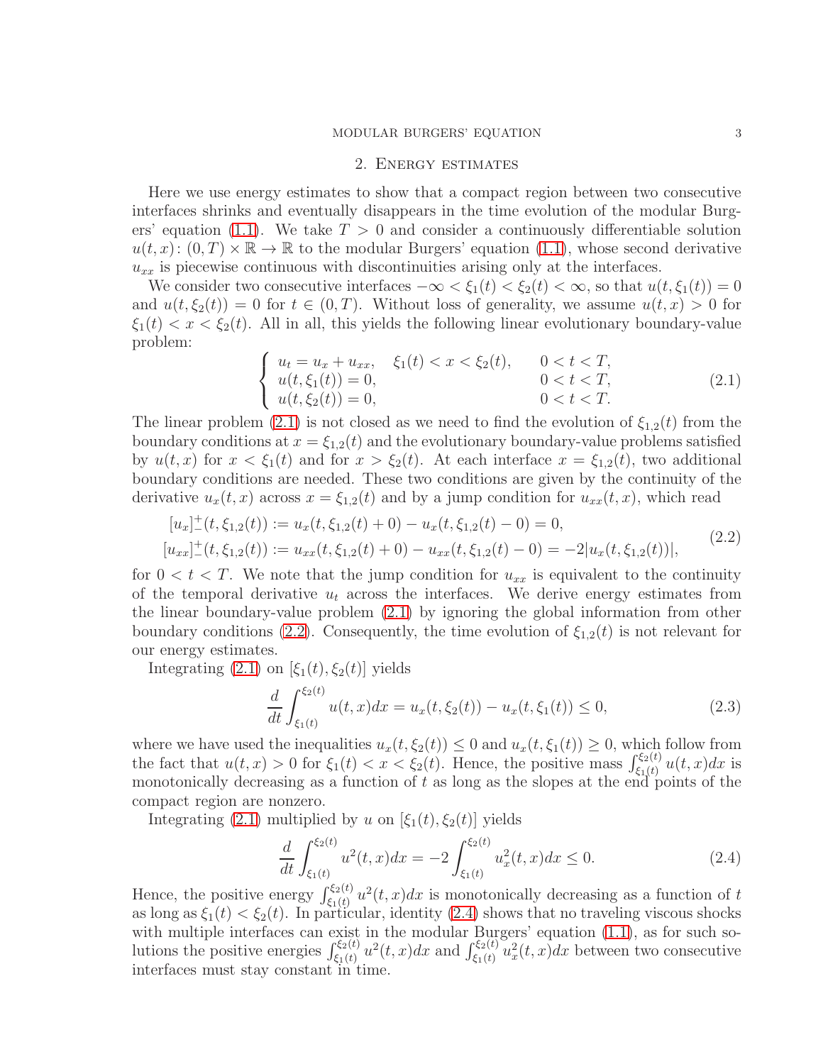## 2. Energy estimates

Here we use energy estimates to show that a compact region between two consecutive interfaces shrinks and eventually disappears in the time evolution of the modular Burgers' equation (1.1). We take $T > 0$ and consider a continuously differentiable solution $u(t,x)\colon (0,T)\times\mathbb{R}\to\mathbb{R}$ to the modular Burgers' equation (1.1), whose second derivative $u_{xx}$ is piecewise continuous with discontinuities arising only at the interfaces.

We consider two consecutive interfaces $-\infty < \xi_1(t) < \xi_2(t) < \infty$, so that $u(t,\xi_1(t)) = 0$ and $u(t,\xi_2(t)) = 0$ for $t \in (0,T)$. Without loss of generality, we assume $u(t,x) > 0$ for $\xi_1(t) < x < \xi_2(t)$. All in all, this yields the following linear evolutionary boundary-value problem:

$$\left\{ \begin{array}{lll} u_t = u_x + u_{xx}, & \xi_1(t) < x < \xi_2(t), & 0 < t < T, \\ u(t,\xi_1(t)) = 0, & & 0 < t < T, \\ u(t,\xi_2(t)) = 0, & & 0 < t < T. \end{array} \right. \tag{2.1}$$

The linear problem (2.1) is not closed as we need to find the evolution of $\xi_{1,2}(t)$ from the boundary conditions at $x = \xi_{1,2}(t)$ and the evolutionary boundary-value problems satisfied by $u(t,x)$ for $x < \xi_1(t)$ and for $x > \xi_2(t)$. At each interface $x = \xi_{1,2}(t)$, two additional boundary conditions are needed. These two conditions are given by the continuity of the derivative $u_x(t,x)$ across $x = \xi_{1,2}(t)$ and by a jump condition for $u_{xx}(t,x)$, which read

$$\begin{aligned} [u_x]^+_-(t,\xi_{1,2}(t)) &:= u_x(t,\xi_{1,2}(t)+0) - u_x(t,\xi_{1,2}(t)-0) = 0, \\ [u_{xx}]^+_-(t,\xi_{1,2}(t)) &:= u_{xx}(t,\xi_{1,2}(t)+0) - u_{xx}(t,\xi_{1,2}(t)-0) = -2|u_x(t,\xi_{1,2}(t))|, \end{aligned} \tag{2.2}$$

for $0 < t < T$. We note that the jump condition for $u_{xx}$ is equivalent to the continuity of the temporal derivative $u_t$ across the interfaces. We derive energy estimates from the linear boundary-value problem (2.1) by ignoring the global information from other boundary conditions (2.2). Consequently, the time evolution of $\xi_{1,2}(t)$ is not relevant for our energy estimates.

Integrating (2.1) on $[\xi_1(t),\xi_2(t)]$ yields

$$\frac{d}{dt}\int_{\xi_1(t)}^{\xi_2(t)} u(t,x)dx = u_x(t,\xi_2(t)) - u_x(t,\xi_1(t)) \le 0, \tag{2.3}$$

where we have used the inequalities $u_x(t,\xi_2(t)) \le 0$ and $u_x(t,\xi_1(t)) \ge 0$, which follow from the fact that $u(t,x) > 0$ for $\xi_1(t) < x < \xi_2(t)$. Hence, the positive mass $\int_{\xi_1(t)}^{\xi_2(t)} u(t,x)dx$ is monotonically decreasing as a function of $t$ as long as the slopes at the end points of the compact region are nonzero.

Integrating (2.1) multiplied by $u$ on $[\xi_1(t),\xi_2(t)]$ yields

$$\frac{d}{dt}\int_{\xi_1(t)}^{\xi_2(t)} u^2(t,x)dx = -2\int_{\xi_1(t)}^{\xi_2(t)} u_x^2(t,x)dx \le 0. \tag{2.4}$$

Hence, the positive energy $\int_{\xi_1(t)}^{\xi_2(t)} u^2(t,x)dx$ is monotonically decreasing as a function of $t$ as long as $\xi_1(t) < \xi_2(t)$. In particular, identity (2.4) shows that no traveling viscous shocks with multiple interfaces can exist in the modular Burgers' equation (1.1), as for such solutions the positive energies $\int_{\xi_1(t)}^{\xi_2(t)} u^2(t,x)dx$ and $\int_{\xi_1(t)}^{\xi_2(t)} u_x^2(t,x)dx$ between two consecutive interfaces must stay constant in time.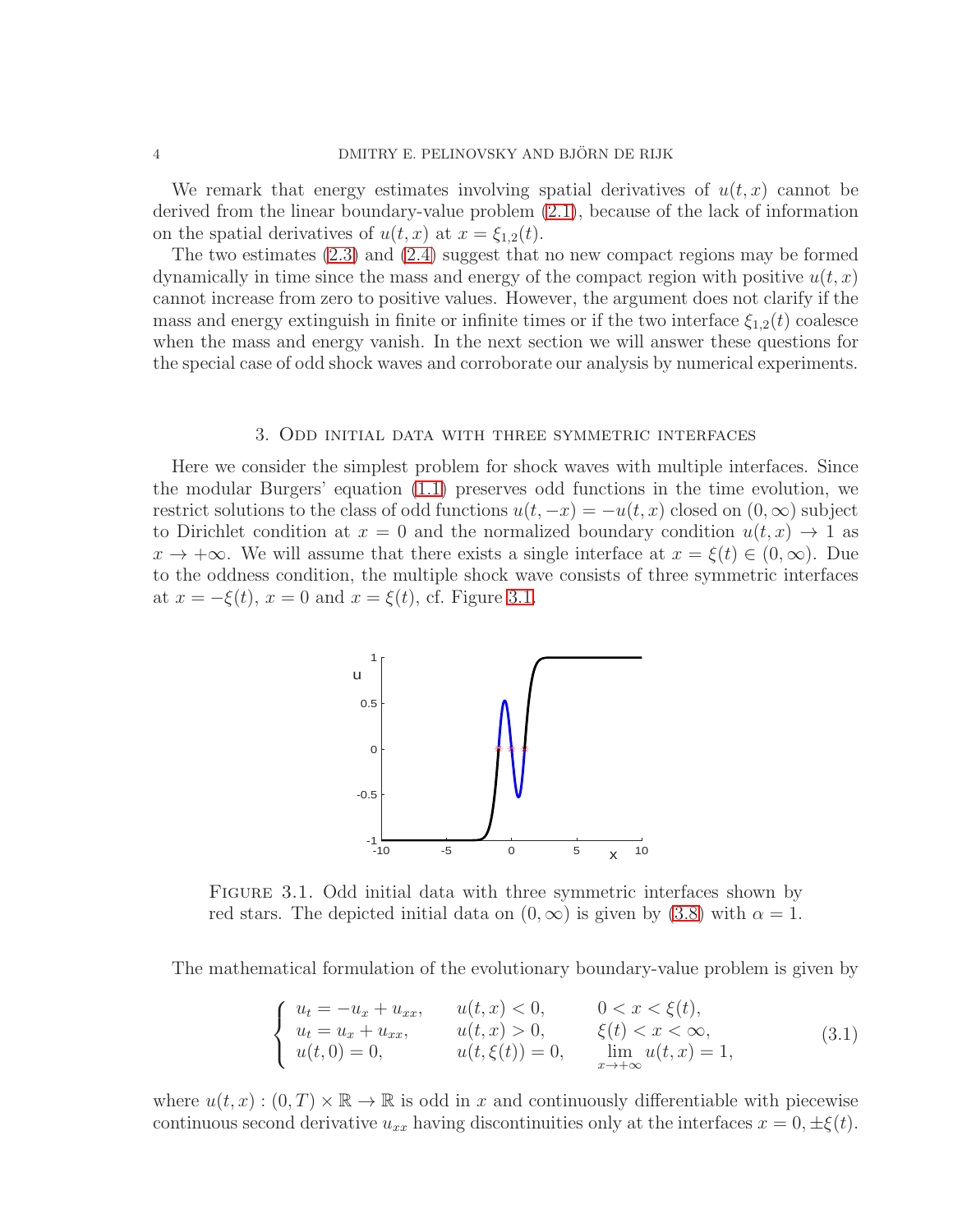We remark that energy estimates involving spatial derivatives of $u(t, x)$ cannot be derived from the linear boundary-value problem (2.1), because of the lack of information on the spatial derivatives of $u(t, x)$ at $x = \xi_{1,2}(t)$.

The two estimates (2.3) and (2.4) suggest that no new compact regions may be formed dynamically in time since the mass and energy of the compact region with positive $u(t, x)$ cannot increase from zero to positive values. However, the argument does not clarify if the mass and energy extinguish in finite or infinite times or if the two interface $\xi_{1,2}(t)$ coalesce when the mass and energy vanish. In the next section we will answer these questions for the special case of odd shock waves and corroborate our analysis by numerical experiments.

## 3. Odd initial data with three symmetric interfaces

Here we consider the simplest problem for shock waves with multiple interfaces. Since the modular Burgers' equation (1.1) preserves odd functions in the time evolution, we restrict solutions to the class of odd functions $u(t, -x) = -u(t, x)$ closed on $(0, \infty)$ subject to Dirichlet condition at $x = 0$ and the normalized boundary condition $u(t, x) \to 1$ as $x \to +\infty$. We will assume that there exists a single interface at $x = \xi(t) \in (0, \infty)$. Due to the oddness condition, the multiple shock wave consists of three symmetric interfaces at $x = -\xi(t)$, $x = 0$ and $x = \xi(t)$, cf. Figure 3.1.

Figure 3.1. Odd initial data with three symmetric interfaces shown by red stars. The depicted initial data on $(0, \infty)$ is given by (3.8) with $\alpha = 1$.

The mathematical formulation of the evolutionary boundary-value problem is given by

$$
\left\{
\begin{array}{lll}
u_t = -u_x + u_{xx}, & u(t, x) < 0, & 0 < x < \xi(t), \\
u_t = u_x + u_{xx}, & u(t, x) > 0, & \xi(t) < x < \infty, \\
u(t, 0) = 0, & u(t, \xi(t)) = 0, & \lim\limits_{x \to +\infty} u(t, x) = 1,
\end{array}
\right.
\tag{3.1}
$$

where $u(t, x) : (0, T) \times \mathbb{R} \to \mathbb{R}$ is odd in $x$ and continuously differentiable with piecewise continuous second derivative $u_{xx}$ having discontinuities only at the interfaces $x = 0, \pm\xi(t)$.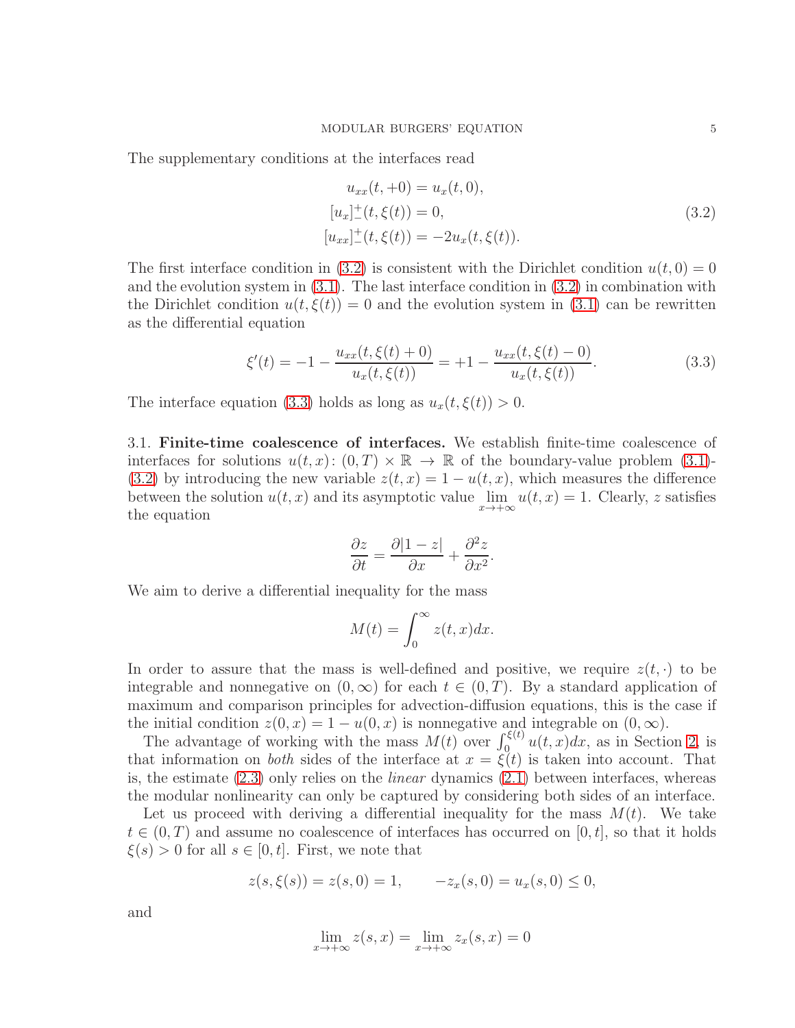The supplementary conditions at the interfaces read

$$
\begin{aligned}
u_{xx}(t,+0) &= u_x(t,0), \\
[u_x]_-^+(t,\xi(t)) &= 0, \\
[u_{xx}]_-^+(t,\xi(t)) &= -2u_x(t,\xi(t)).
\end{aligned}
\tag{3.2}
$$

The first interface condition in (3.2) is consistent with the Dirichlet condition $u(t,0)=0$ and the evolution system in (3.1). The last interface condition in (3.2) in combination with the Dirichlet condition $u(t,\xi(t))=0$ and the evolution system in (3.1) can be rewritten as the differential equation

$$
\xi'(t) = -1 - \frac{u_{xx}(t,\xi(t)+0)}{u_x(t,\xi(t))} = +1 - \frac{u_{xx}(t,\xi(t)-0)}{u_x(t,\xi(t))}. \tag{3.3}
$$

The interface equation (3.3) holds as long as $u_x(t,\xi(t))>0$.

3.1. **Finite-time coalescence of interfaces.** We establish finite-time coalescence of interfaces for solutions $u(t,x)\colon (0,T)\times\mathbb{R}\to\mathbb{R}$ of the boundary-value problem (3.1)-(3.2) by introducing the new variable $z(t,x)=1-u(t,x)$, which measures the difference between the solution $u(t,x)$ and its asymptotic value $\lim\limits_{x\to+\infty} u(t,x)=1$. Clearly, $z$ satisfies the equation

$$
\frac{\partial z}{\partial t} = \frac{\partial |1-z|}{\partial x} + \frac{\partial^2 z}{\partial x^2}.
$$

We aim to derive a differential inequality for the mass

$$
M(t) = \int_0^\infty z(t,x)dx.
$$

In order to assure that the mass is well-defined and positive, we require $z(t,\cdot)$ to be integrable and nonnegative on $(0,\infty)$ for each $t\in(0,T)$. By a standard application of maximum and comparison principles for advection-diffusion equations, this is the case if the initial condition $z(0,x)=1-u(0,x)$ is nonnegative and integrable on $(0,\infty)$.

The advantage of working with the mass $M(t)$ over $\int_0^{\xi(t)} u(t,x)dx$, as in Section 2, is that information on *both* sides of the interface at $x=\xi(t)$ is taken into account. That is, the estimate (2.3) only relies on the *linear* dynamics (2.1) between interfaces, whereas the modular nonlinearity can only be captured by considering both sides of an interface.

Let us proceed with deriving a differential inequality for the mass $M(t)$. We take $t\in(0,T)$ and assume no coalescence of interfaces has occurred on $[0,t]$, so that it holds $\xi(s)>0$ for all $s\in[0,t]$. First, we note that

$$
z(s,\xi(s)) = z(s,0) = 1, \qquad -z_x(s,0) = u_x(s,0) \le 0,
$$

and

$$
\lim_{x\to+\infty} z(s,x) = \lim_{x\to+\infty} z_x(s,x) = 0
$$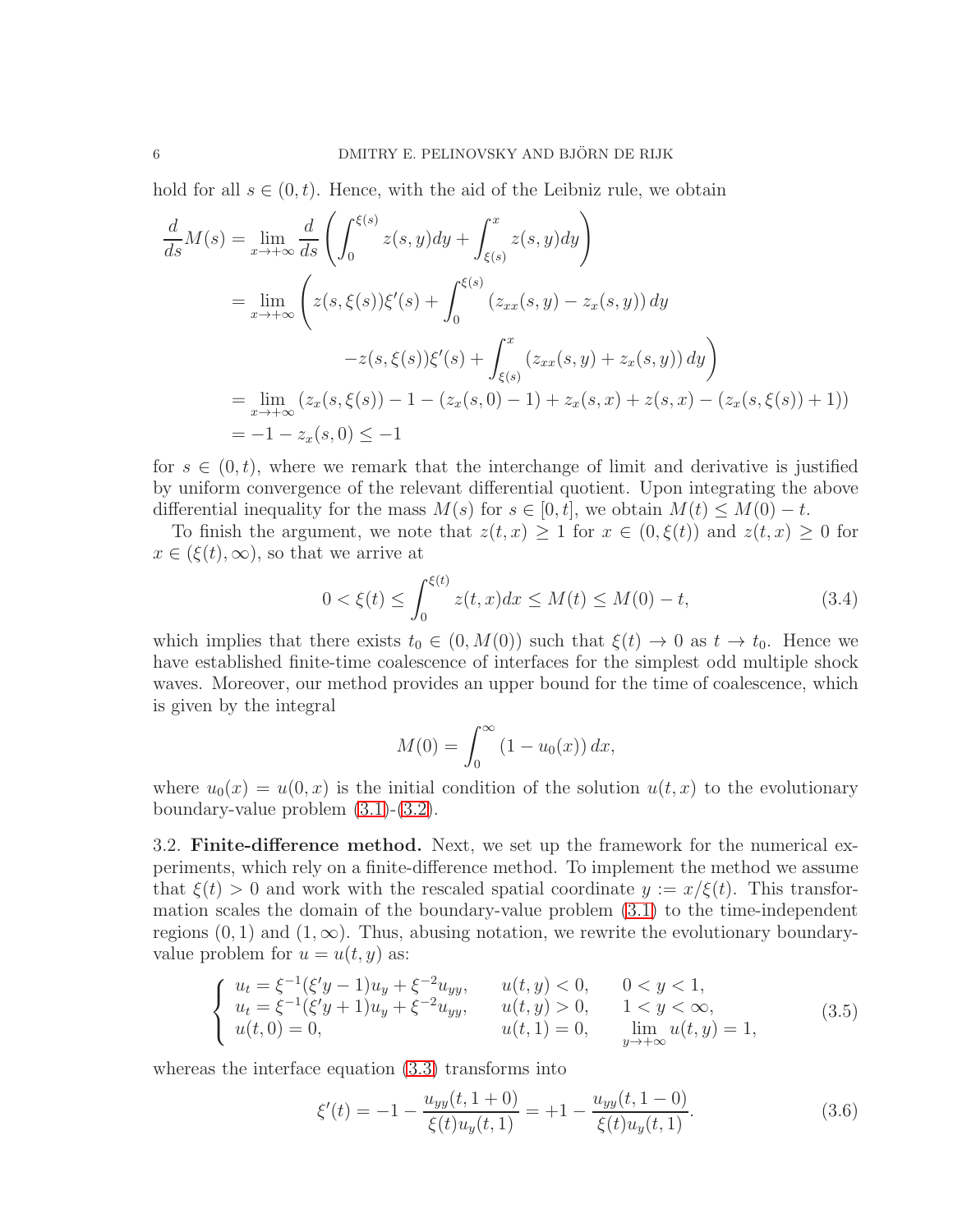hold for all $s \in (0,t)$. Hence, with the aid of the Leibniz rule, we obtain

$$
\begin{aligned}
\frac{d}{ds}M(s) &= \lim_{x\to+\infty} \frac{d}{ds}\left( \int_0^{\xi(s)} z(s,y)dy + \int_{\xi(s)}^x z(s,y)dy \right) \\
&= \lim_{x\to+\infty} \left( z(s,\xi(s))\xi'(s) + \int_0^{\xi(s)} \left(z_{xx}(s,y) - z_x(s,y)\right) dy \right. \\
&\qquad\qquad \left. -z(s,\xi(s))\xi'(s) + \int_{\xi(s)}^x \left(z_{xx}(s,y) + z_x(s,y)\right) dy \right) \\
&= \lim_{x\to+\infty} \left(z_x(s,\xi(s)) - 1 - (z_x(s,0)-1) + z_x(s,x) + z(s,x) - (z_x(s,\xi(s))+1)\right) \\
&= -1 - z_x(s,0) \leq -1
\end{aligned}
$$

for $s \in (0,t)$, where we remark that the interchange of limit and derivative is justified by uniform convergence of the relevant differential quotient. Upon integrating the above differential inequality for the mass $M(s)$ for $s \in [0,t]$, we obtain $M(t) \leq M(0) - t$.

To finish the argument, we note that $z(t,x) \geq 1$ for $x \in (0,\xi(t))$ and $z(t,x) \geq 0$ for $x \in (\xi(t),\infty)$, so that we arrive at

$$
0 < \xi(t) \leq \int_0^{\xi(t)} z(t,x)dx \leq M(t) \leq M(0) - t, \tag{3.4}
$$

which implies that there exists $t_0 \in (0, M(0))$ such that $\xi(t) \to 0$ as $t \to t_0$. Hence we have established finite-time coalescence of interfaces for the simplest odd multiple shock waves. Moreover, our method provides an upper bound for the time of coalescence, which is given by the integral

$$
M(0) = \int_0^\infty (1 - u_0(x))\, dx,
$$

where $u_0(x) = u(0,x)$ is the initial condition of the solution $u(t,x)$ to the evolutionary boundary-value problem (3.1)-(3.2).

3.2. **Finite-difference method.** Next, we set up the framework for the numerical experiments, which rely on a finite-difference method. To implement the method we assume that $\xi(t) > 0$ and work with the rescaled spatial coordinate $y := x/\xi(t)$. This transformation scales the domain of the boundary-value problem (3.1) to the time-independent regions $(0,1)$ and $(1,\infty)$. Thus, abusing notation, we rewrite the evolutionary boundary-value problem for $u = u(t,y)$ as:

$$
\left\{ \begin{array}{lll}
u_t = \xi^{-1}(\xi' y - 1)u_y + \xi^{-2}u_{yy}, & u(t,y) < 0, & 0 < y < 1, \\
u_t = \xi^{-1}(\xi' y + 1)u_y + \xi^{-2}u_{yy}, & u(t,y) > 0, & 1 < y < \infty, \\
u(t,0) = 0, & u(t,1) = 0, & \lim\limits_{y\to+\infty} u(t,y) = 1,
\end{array} \right. \tag{3.5}
$$

whereas the interface equation (3.3) transforms into

$$
\xi'(t) = -1 - \frac{u_{yy}(t,1+0)}{\xi(t)u_y(t,1)} = +1 - \frac{u_{yy}(t,1-0)}{\xi(t)u_y(t,1)}. \tag{3.6}
$$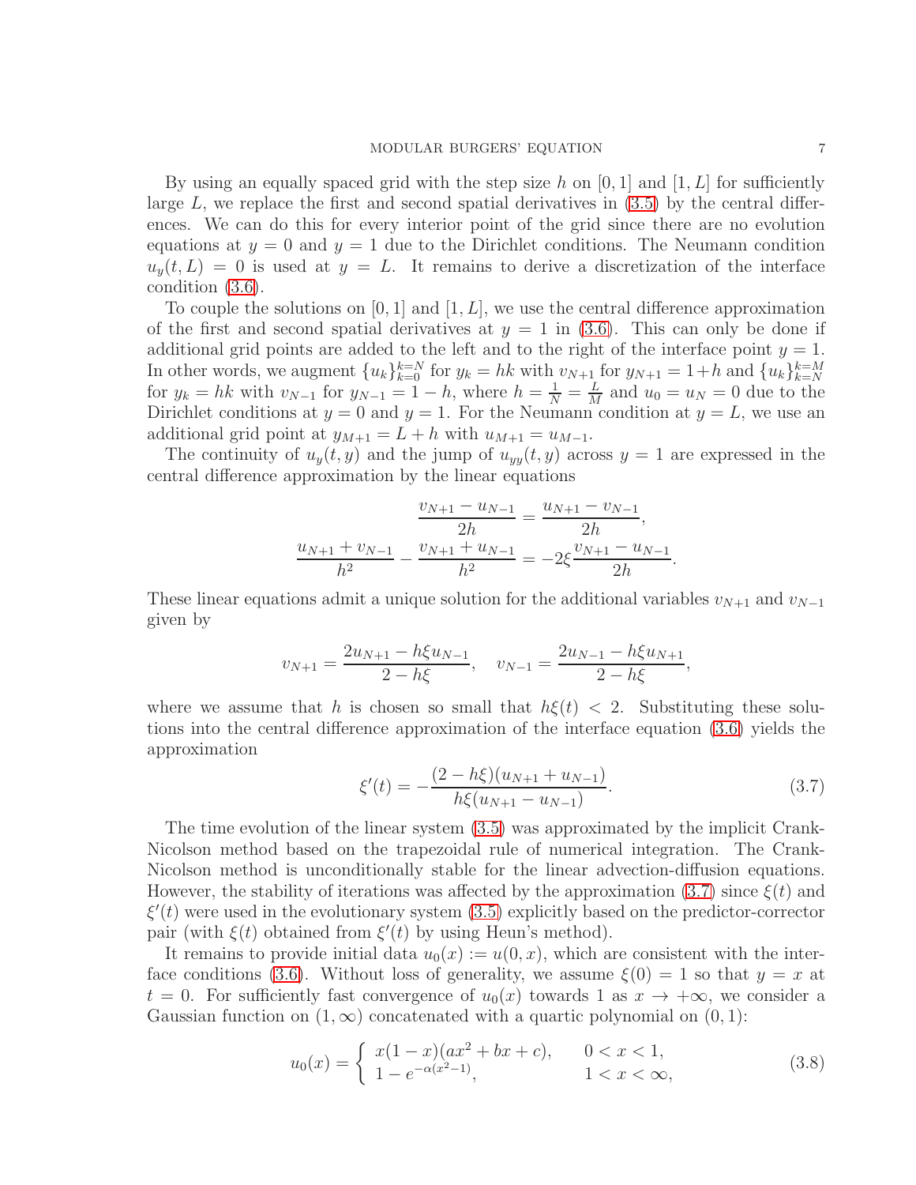By using an equally spaced grid with the step size $h$ on $[0,1]$ and $[1,L]$ for sufficiently large $L$, we replace the first and second spatial derivatives in (3.5) by the central differences. We can do this for every interior point of the grid since there are no evolution equations at $y=0$ and $y=1$ due to the Dirichlet conditions. The Neumann condition $u_y(t,L)=0$ is used at $y=L$. It remains to derive a discretization of the interface condition (3.6).

To couple the solutions on $[0,1]$ and $[1,L]$, we use the central difference approximation of the first and second spatial derivatives at $y=1$ in (3.6). This can only be done if additional grid points are added to the left and to the right of the interface point $y=1$. In other words, we augment $\{u_k\}_{k=0}^{k=N}$ for $y_k = hk$ with $v_{N+1}$ for $y_{N+1} = 1+h$ and $\{u_k\}_{k=N}^{k=M}$ for $y_k = hk$ with $v_{N-1}$ for $y_{N-1} = 1-h$, where $h = \frac{1}{N} = \frac{L}{M}$ and $u_0 = u_N = 0$ due to the Dirichlet conditions at $y=0$ and $y=1$. For the Neumann condition at $y=L$, we use an additional grid point at $y_{M+1} = L+h$ with $u_{M+1} = u_{M-1}$.

The continuity of $u_y(t,y)$ and the jump of $u_{yy}(t,y)$ across $y=1$ are expressed in the central difference approximation by the linear equations

$$
\begin{aligned}
\frac{v_{N+1} - u_{N-1}}{2h} &= \frac{u_{N+1} - v_{N-1}}{2h}, \\
\frac{u_{N+1} + v_{N-1}}{h^2} - \frac{v_{N+1} + u_{N-1}}{h^2} &= -2\xi \frac{v_{N+1} - u_{N-1}}{2h}.
\end{aligned}
$$

These linear equations admit a unique solution for the additional variables $v_{N+1}$ and $v_{N-1}$ given by

$$
v_{N+1} = \frac{2u_{N+1} - h\xi u_{N-1}}{2 - h\xi}, \quad v_{N-1} = \frac{2u_{N-1} - h\xi u_{N+1}}{2 - h\xi},
$$

where we assume that $h$ is chosen so small that $h\xi(t) < 2$. Substituting these solutions into the central difference approximation of the interface equation (3.6) yields the approximation

$$
\xi'(t) = -\frac{(2 - h\xi)(u_{N+1} + u_{N-1})}{h\xi(u_{N+1} - u_{N-1})}. \tag{3.7}
$$

The time evolution of the linear system (3.5) was approximated by the implicit Crank-Nicolson method based on the trapezoidal rule of numerical integration. The Crank-Nicolson method is unconditionally stable for the linear advection-diffusion equations. However, the stability of iterations was affected by the approximation (3.7) since $\xi(t)$ and $\xi'(t)$ were used in the evolutionary system (3.5) explicitly based on the predictor-corrector pair (with $\xi(t)$ obtained from $\xi'(t)$ by using Heun's method).

It remains to provide initial data $u_0(x) := u(0,x)$, which are consistent with the interface conditions (3.6). Without loss of generality, we assume $\xi(0) = 1$ so that $y = x$ at $t = 0$. For sufficiently fast convergence of $u_0(x)$ towards 1 as $x \to +\infty$, we consider a Gaussian function on $(1,\infty)$ concatenated with a quartic polynomial on $(0,1)$:

$$
u_0(x) = \begin{cases} x(1-x)(ax^2 + bx + c), & 0 < x < 1, \\ 1 - e^{-\alpha(x^2-1)}, & 1 < x < \infty, \end{cases} \tag{3.8}
$$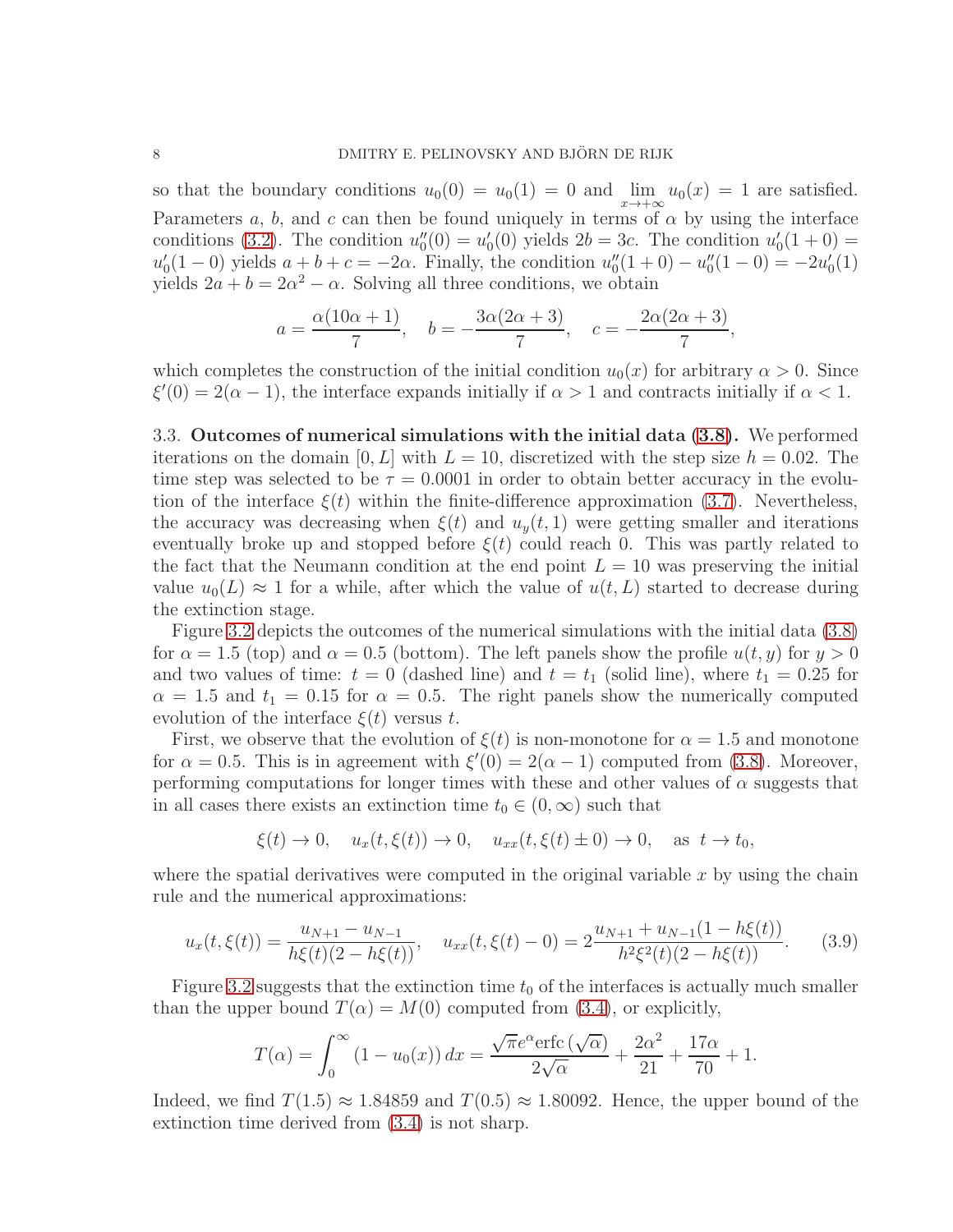so that the boundary conditions $u_0(0) = u_0(1) = 0$ and $\lim_{x\to+\infty} u_0(x) = 1$ are satisfied. Parameters $a$, $b$, and $c$ can then be found uniquely in terms of $\alpha$ by using the interface conditions (3.2). The condition $u_0''(0) = u_0'(0)$ yields $2b = 3c$. The condition $u_0'(1+0) = u_0'(1-0)$ yields $a + b + c = -2\alpha$. Finally, the condition $u_0''(1+0) - u_0''(1-0) = -2u_0'(1)$ yields $2a + b = 2\alpha^2 - \alpha$. Solving all three conditions, we obtain

$$a = \frac{\alpha(10\alpha + 1)}{7}, \quad b = -\frac{3\alpha(2\alpha + 3)}{7}, \quad c = -\frac{2\alpha(2\alpha + 3)}{7},$$

which completes the construction of the initial condition $u_0(x)$ for arbitrary $\alpha > 0$. Since $\xi'(0) = 2(\alpha - 1)$, the interface expands initially if $\alpha > 1$ and contracts initially if $\alpha < 1$.

### 3.3. Outcomes of numerical simulations with the initial data (3.8).

We performed iterations on the domain $[0, L]$ with $L = 10$, discretized with the step size $h = 0.02$. The time step was selected to be $\tau = 0.0001$ in order to obtain better accuracy in the evolution of the interface $\xi(t)$ within the finite-difference approximation (3.7). Nevertheless, the accuracy was decreasing when $\xi(t)$ and $u_y(t, 1)$ were getting smaller and iterations eventually broke up and stopped before $\xi(t)$ could reach 0. This was partly related to the fact that the Neumann condition at the end point $L = 10$ was preserving the initial value $u_0(L) \approx 1$ for a while, after which the value of $u(t, L)$ started to decrease during the extinction stage.

Figure 3.2 depicts the outcomes of the numerical simulations with the initial data (3.8) for $\alpha = 1.5$ (top) and $\alpha = 0.5$ (bottom). The left panels show the profile $u(t, y)$ for $y > 0$ and two values of time: $t = 0$ (dashed line) and $t = t_1$ (solid line), where $t_1 = 0.25$ for $\alpha = 1.5$ and $t_1 = 0.15$ for $\alpha = 0.5$. The right panels show the numerically computed evolution of the interface $\xi(t)$ versus $t$.

First, we observe that the evolution of $\xi(t)$ is non-monotone for $\alpha = 1.5$ and monotone for $\alpha = 0.5$. This is in agreement with $\xi'(0) = 2(\alpha - 1)$ computed from (3.8). Moreover, performing computations for longer times with these and other values of $\alpha$ suggests that in all cases there exists an extinction time $t_0 \in (0, \infty)$ such that

$$\xi(t) \to 0, \quad u_x(t, \xi(t)) \to 0, \quad u_{xx}(t, \xi(t) \pm 0) \to 0, \quad \text{as } t \to t_0,$$

where the spatial derivatives were computed in the original variable $x$ by using the chain rule and the numerical approximations:

$$u_x(t, \xi(t)) = \frac{u_{N+1} - u_{N-1}}{h\xi(t)(2 - h\xi(t))}, \quad u_{xx}(t, \xi(t) - 0) = 2\frac{u_{N+1} + u_{N-1}(1 - h\xi(t))}{h^2\xi^2(t)(2 - h\xi(t))}. \tag{3.9}$$

Figure 3.2 suggests that the extinction time $t_0$ of the interfaces is actually much smaller than the upper bound $T(\alpha) = M(0)$ computed from (3.4), or explicitly,

$$T(\alpha) = \int_0^\infty (1 - u_0(x))\, dx = \frac{\sqrt{\pi} e^{\alpha} \operatorname{erfc}(\sqrt{\alpha})}{2\sqrt{\alpha}} + \frac{2\alpha^2}{21} + \frac{17\alpha}{70} + 1.$$

Indeed, we find $T(1.5) \approx 1.84859$ and $T(0.5) \approx 1.80092$. Hence, the upper bound of the extinction time derived from (3.4) is not sharp.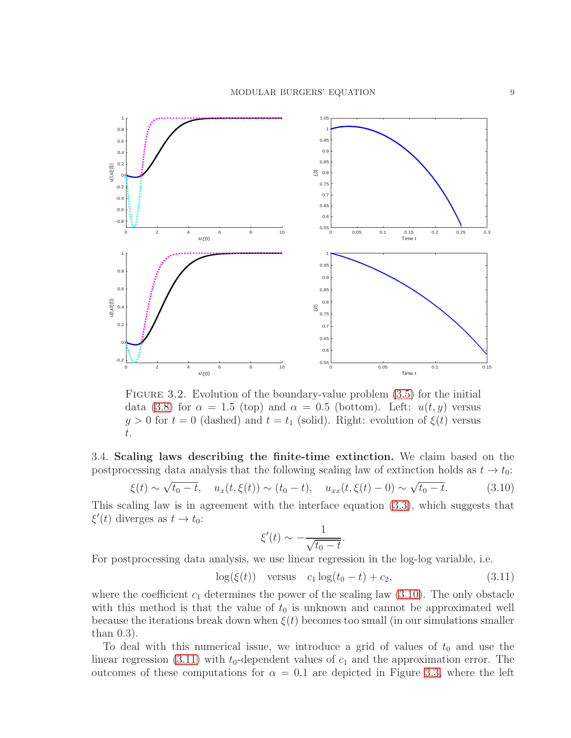FIGURE 3.2. Evolution of the boundary-value problem (3.5) for the initial data (3.8) for $\alpha = 1.5$ (top) and $\alpha = 0.5$ (bottom). Left: $u(t, y)$ versus $y > 0$ for $t = 0$ (dashed) and $t = t_1$ (solid). Right: evolution of $\xi(t)$ versus $t$.

3.4. **Scaling laws describing the finite-time extinction.** We claim based on the postprocessing data analysis that the following scaling law of extinction holds as $t \to t_0$:

$$\xi(t) \sim \sqrt{t_0 - t}, \quad u_x(t, \xi(t)) \sim (t_0 - t), \quad u_{xx}(t, \xi(t) - 0) \sim \sqrt{t_0 - t}. \tag{3.10}$$

This scaling law is in agreement with the interface equation (3.3), which suggests that $\xi'(t)$ diverges as $t \to t_0$:

$$\xi'(t) \sim -\frac{1}{\sqrt{t_0 - t}}.$$

For postprocessing data analysis, we use linear regression in the log-log variable, i.e.

$$\log(\xi(t)) \quad \text{versus} \quad c_1 \log(t_0 - t) + c_2, \tag{3.11}$$

where the coefficient $c_1$ determines the power of the scaling law (3.10). The only obstacle with this method is that the value of $t_0$ is unknown and cannot be approximated well because the iterations break down when $\xi(t)$ becomes too small (in our simulations smaller than 0.3).

To deal with this numerical issue, we introduce a grid of values of $t_0$ and use the linear regression (3.11) with $t_0$-dependent values of $c_1$ and the approximation error. The outcomes of these computations for $\alpha = 0.1$ are depicted in Figure 3.3, where the left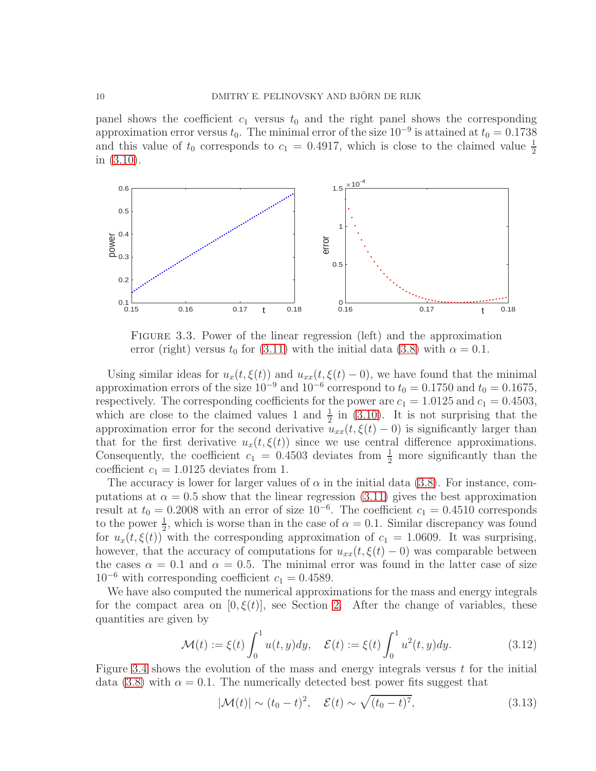panel shows the coefficient $c_1$ versus $t_0$ and the right panel shows the corresponding approximation error versus $t_0$. The minimal error of the size $10^{-9}$ is attained at $t_0 = 0.1738$ and this value of $t_0$ corresponds to $c_1 = 0.4917$, which is close to the claimed value $\frac{1}{2}$ in (3.10).

Figure 3.3. Power of the linear regression (left) and the approximation error (right) versus $t_0$ for (3.11) with the initial data (3.8) with $\alpha = 0.1$.

Using similar ideas for $u_x(t, \xi(t))$ and $u_{xx}(t, \xi(t) - 0)$, we have found that the minimal approximation errors of the size $10^{-9}$ and $10^{-6}$ correspond to $t_0 = 0.1750$ and $t_0 = 0.1675$, respectively. The corresponding coefficients for the power are $c_1 = 1.0125$ and $c_1 = 0.4503$, which are close to the claimed values 1 and $\frac{1}{2}$ in (3.10). It is not surprising that the approximation error for the second derivative $u_{xx}(t, \xi(t) - 0)$ is significantly larger than that for the first derivative $u_x(t, \xi(t))$ since we use central difference approximations. Consequently, the coefficient $c_1 = 0.4503$ deviates from $\frac{1}{2}$ more significantly than the coefficient $c_1 = 1.0125$ deviates from 1.

The accuracy is lower for larger values of $\alpha$ in the initial data (3.8). For instance, computations at $\alpha = 0.5$ show that the linear regression (3.11) gives the best approximation result at $t_0 = 0.2008$ with an error of size $10^{-6}$. The coefficient $c_1 = 0.4510$ corresponds to the power $\frac{1}{2}$, which is worse than in the case of $\alpha = 0.1$. Similar discrepancy was found for $u_x(t, \xi(t))$ with the corresponding approximation of $c_1 = 1.0609$. It was surprising, however, that the accuracy of computations for $u_{xx}(t, \xi(t) - 0)$ was comparable between the cases $\alpha = 0.1$ and $\alpha = 0.5$. The minimal error was found in the latter case of size $10^{-6}$ with corresponding coefficient $c_1 = 0.4589$.

We have also computed the numerical approximations for the mass and energy integrals for the compact area on $[0, \xi(t)]$, see Section 2. After the change of variables, these quantities are given by

$$\mathcal{M}(t) := \xi(t) \int_0^1 u(t, y) dy, \quad \mathcal{E}(t) := \xi(t) \int_0^1 u^2(t, y) dy. \tag{3.12}$$

Figure 3.4 shows the evolution of the mass and energy integrals versus $t$ for the initial data (3.8) with $\alpha = 0.1$. The numerically detected best power fits suggest that

$$|\mathcal{M}(t)| \sim (t_0 - t)^2, \quad \mathcal{E}(t) \sim \sqrt{(t_0 - t)^7}, \tag{3.13}$$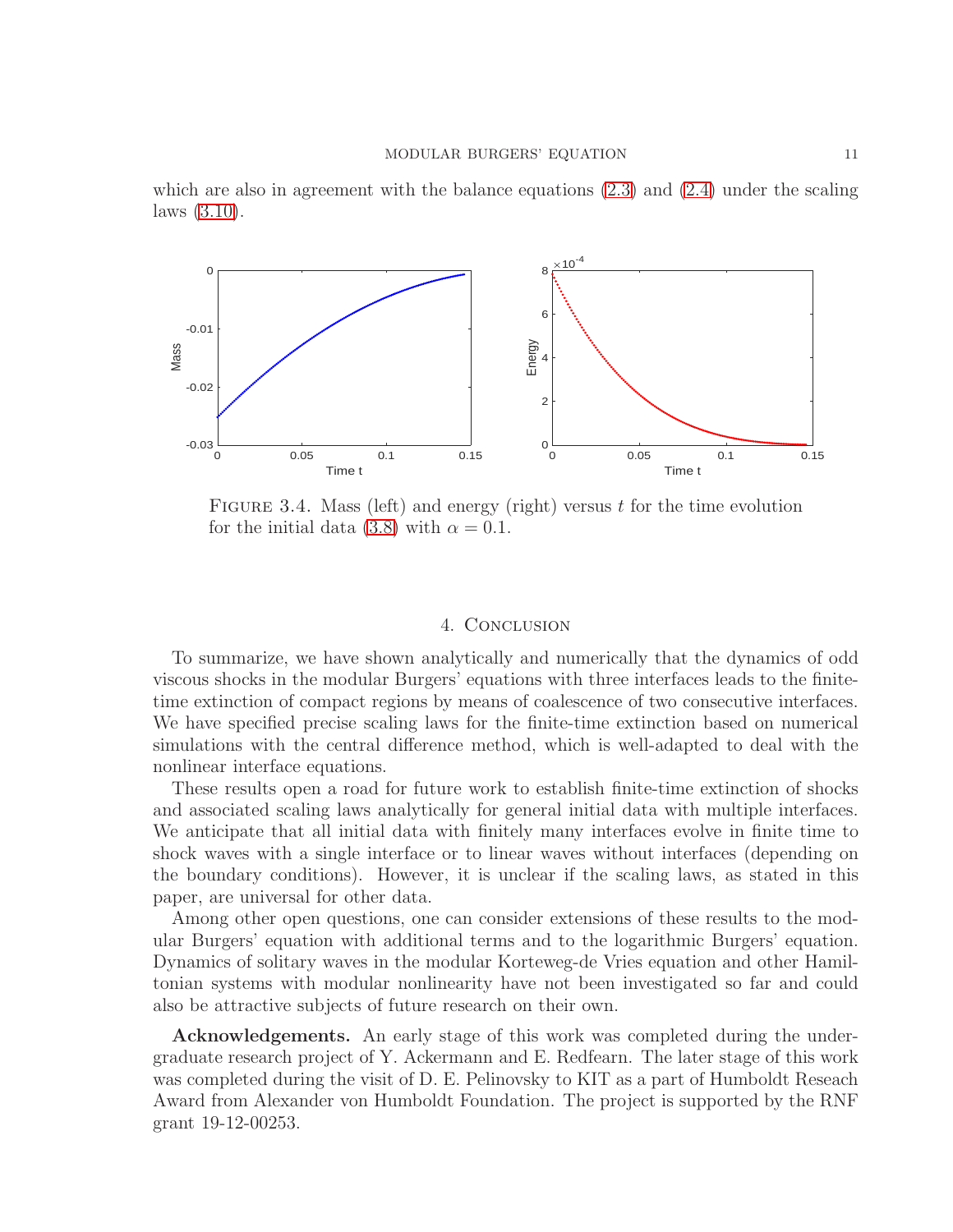which are also in agreement with the balance equations (2.3) and (2.4) under the scaling laws (3.10).

Figure 3.4. Mass (left) and energy (right) versus $t$ for the time evolution for the initial data (3.8) with $\alpha = 0.1$.

## 4. Conclusion

To summarize, we have shown analytically and numerically that the dynamics of odd viscous shocks in the modular Burgers' equations with three interfaces leads to the finite-time extinction of compact regions by means of coalescence of two consecutive interfaces. We have specified precise scaling laws for the finite-time extinction based on numerical simulations with the central difference method, which is well-adapted to deal with the nonlinear interface equations.

These results open a road for future work to establish finite-time extinction of shocks and associated scaling laws analytically for general initial data with multiple interfaces. We anticipate that all initial data with finitely many interfaces evolve in finite time to shock waves with a single interface or to linear waves without interfaces (depending on the boundary conditions). However, it is unclear if the scaling laws, as stated in this paper, are universal for other data.

Among other open questions, one can consider extensions of these results to the modular Burgers' equation with additional terms and to the logarithmic Burgers' equation. Dynamics of solitary waves in the modular Korteweg-de Vries equation and other Hamiltonian systems with modular nonlinearity have not been investigated so far and could also be attractive subjects of future research on their own.

**Acknowledgements.** An early stage of this work was completed during the undergraduate research project of Y. Ackermann and E. Redfearn. The later stage of this work was completed during the visit of D. E. Pelinovsky to KIT as a part of Humboldt Reseach Award from Alexander von Humboldt Foundation. The project is supported by the RNF grant 19-12-00253.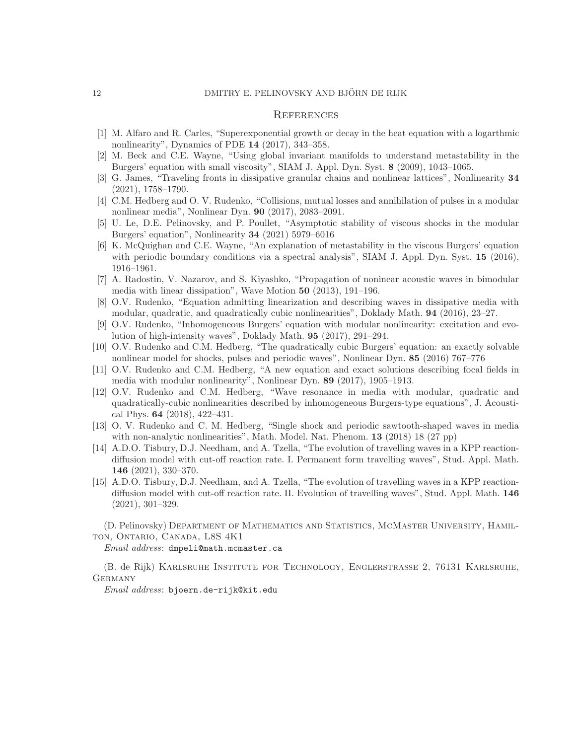## References

[1] M. Alfaro and R. Carles, "Superexponential growth or decay in the heat equation with a logarthmic nonlinearity", Dynamics of PDE **14** (2017), 343–358.

[2] M. Beck and C.E. Wayne, "Using global invariant manifolds to understand metastability in the Burgers' equation with small viscosity", SIAM J. Appl. Dyn. Syst. **8** (2009), 1043–1065.

[3] G. James, "Traveling fronts in dissipative granular chains and nonlinear lattices", Nonlinearity **34** (2021), 1758–1790.

[4] C.M. Hedberg and O. V. Rudenko, "Collisions, mutual losses and annihilation of pulses in a modular nonlinear media", Nonlinear Dyn. **90** (2017), 2083–2091.

[5] U. Le, D.E. Pelinovsky, and P. Poullet, "Asymptotic stability of viscous shocks in the modular Burgers' equation", Nonlinearity **34** (2021) 5979–6016

[6] K. McQuighan and C.E. Wayne, "An explanation of metastability in the viscous Burgers' equation with periodic boundary conditions via a spectral analysis", SIAM J. Appl. Dyn. Syst. **15** (2016), 1916–1961.

[7] A. Radostin, V. Nazarov, and S. Kiyashko, "Propagation of noninear acoustic waves in bimodular media with linear dissipation", Wave Motion **50** (2013), 191–196.

[8] O.V. Rudenko, "Equation admitting linearization and describing waves in dissipative media with modular, quadratic, and quadratically cubic nonlinearities", Doklady Math. **94** (2016), 23–27.

[9] O.V. Rudenko, "Inhomogeneous Burgers' equation with modular nonlinearity: excitation and evolution of high-intensity waves", Doklady Math. **95** (2017), 291–294.

[10] O.V. Rudenko and C.M. Hedberg, "The quadratically cubic Burgers' equation: an exactly solvable nonlinear model for shocks, pulses and periodic waves", Nonlinear Dyn. **85** (2016) 767–776

[11] O.V. Rudenko and C.M. Hedberg, "A new equation and exact solutions describing focal fields in media with modular nonlinearity", Nonlinear Dyn. **89** (2017), 1905–1913.

[12] O.V. Rudenko and C.M. Hedberg, "Wave resonance in media with modular, quadratic and quadratically-cubic nonlinearities described by inhomogeneous Burgers-type equations", J. Acoustical Phys. **64** (2018), 422–431.

[13] O. V. Rudenko and C. M. Hedberg, "Single shock and periodic sawtooth-shaped waves in media with non-analytic nonlinearities", Math. Model. Nat. Phenom. **13** (2018) 18 (27 pp)

[14] A.D.O. Tisbury, D.J. Needham, and A. Tzella, "The evolution of travelling waves in a KPP reaction-diffusion model with cut-off reaction rate. I. Permanent form travelling waves", Stud. Appl. Math. **146** (2021), 330–370.

[15] A.D.O. Tisbury, D.J. Needham, and A. Tzella, "The evolution of travelling waves in a KPP reaction-diffusion model with cut-off reaction rate. II. Evolution of travelling waves", Stud. Appl. Math. **146** (2021), 301–329.

(D. Pelinovsky) Department of Mathematics and Statistics, McMaster University, Hamilton, Ontario, Canada, L8S 4K1

*Email address*: dmpeli@math.mcmaster.ca

(B. de Rijk) Karlsruhe Institute for Technology, Englerstrasse 2, 76131 Karlsruhe, Germany

*Email address*: bjoern.de-rijk@kit.edu